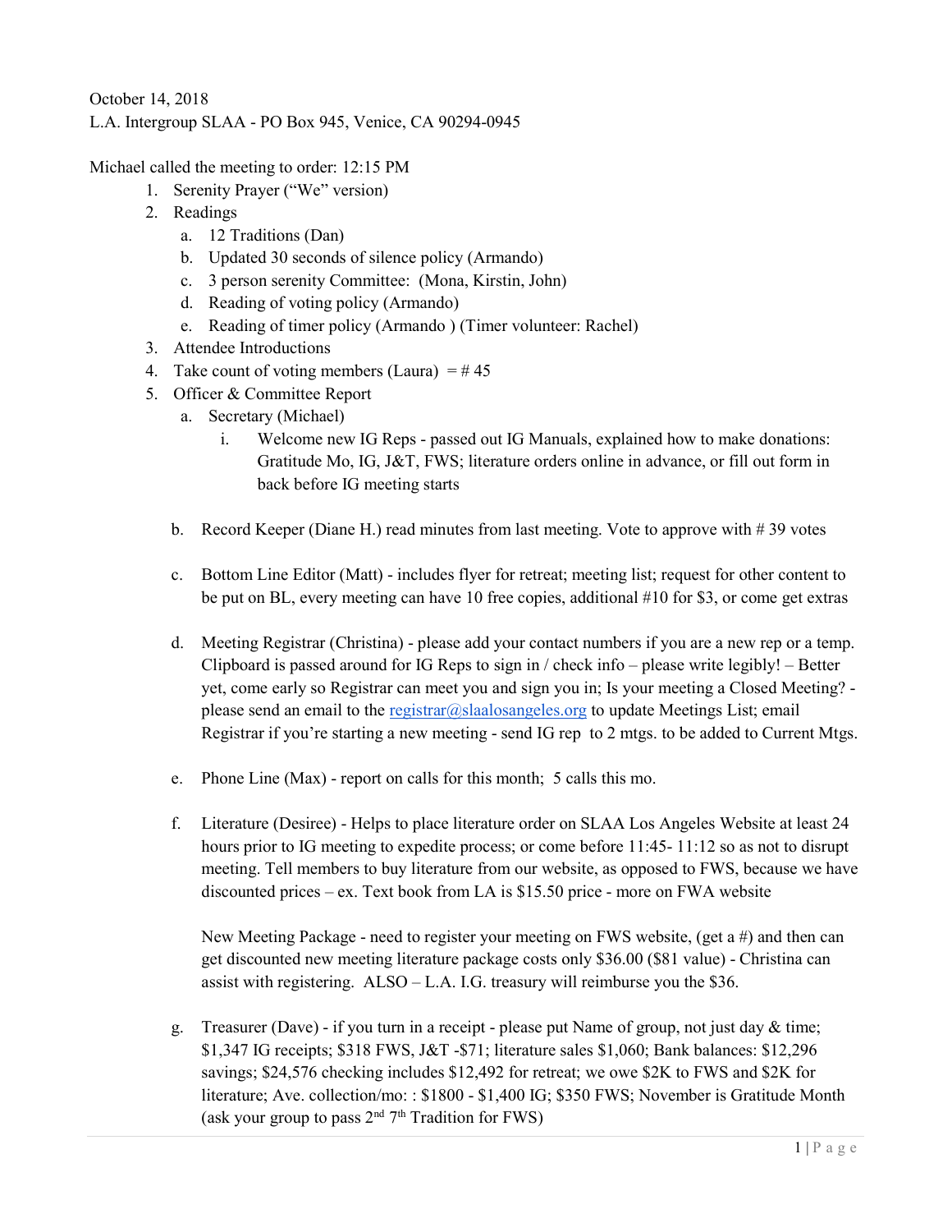October 14, 2018
L.A. Intergroup SLAA - PO Box 945, Venice, CA 90294-0945

Michael called the meeting to order: 12:15 PM

1. Serenity Prayer ("We" version)
2. Readings
   a. 12 Traditions (Dan)
   b. Updated 30 seconds of silence policy (Armando)
   c. 3 person serenity Committee: (Mona, Kirstin, John)
   d. Reading of voting policy (Armando)
   e. Reading of timer policy (Armando ) (Timer volunteer: Rachel)
3. Attendee Introductions
4. Take count of voting members (Laura) = # 45
5. Officer & Committee Report
   a. Secretary (Michael)
      i. Welcome new IG Reps - passed out IG Manuals, explained how to make donations: Gratitude Mo, IG, J&T, FWS; literature orders online in advance, or fill out form in back before IG meeting starts

   b. Record Keeper (Diane H.) read minutes from last meeting. Vote to approve with # 39 votes

   c. Bottom Line Editor (Matt) - includes flyer for retreat; meeting list; request for other content to be put on BL, every meeting can have 10 free copies, additional #10 for $3, or come get extras

   d. Meeting Registrar (Christina) - please add your contact numbers if you are a new rep or a temp. Clipboard is passed around for IG Reps to sign in / check info – please write legibly! – Better yet, come early so Registrar can meet you and sign you in; Is your meeting a Closed Meeting? - please send an email to the registrar@slaalosangeles.org to update Meetings List; email Registrar if you're starting a new meeting - send IG rep to 2 mtgs. to be added to Current Mtgs.

   e. Phone Line (Max) - report on calls for this month; 5 calls this mo.

   f. Literature (Desiree) - Helps to place literature order on SLAA Los Angeles Website at least 24 hours prior to IG meeting to expedite process; or come before 11:45- 11:12 so as not to disrupt meeting. Tell members to buy literature from our website, as opposed to FWS, because we have discounted prices – ex. Text book from LA is $15.50 price - more on FWA website

      New Meeting Package - need to register your meeting on FWS website, (get a #) and then can get discounted new meeting literature package costs only $36.00 ($81 value) - Christina can assist with registering. ALSO – L.A. I.G. treasury will reimburse you the $36.

   g. Treasurer (Dave) - if you turn in a receipt - please put Name of group, not just day & time; $1,347 IG receipts; $318 FWS, J&T -$71; literature sales $1,060; Bank balances: $12,296 savings; $24,576 checking includes $12,492 for retreat; we owe $2K to FWS and $2K for literature; Ave. collection/mo: : $1800 - $1,400 IG; $350 FWS; November is Gratitude Month (ask your group to pass 2nd 7th Tradition for FWS)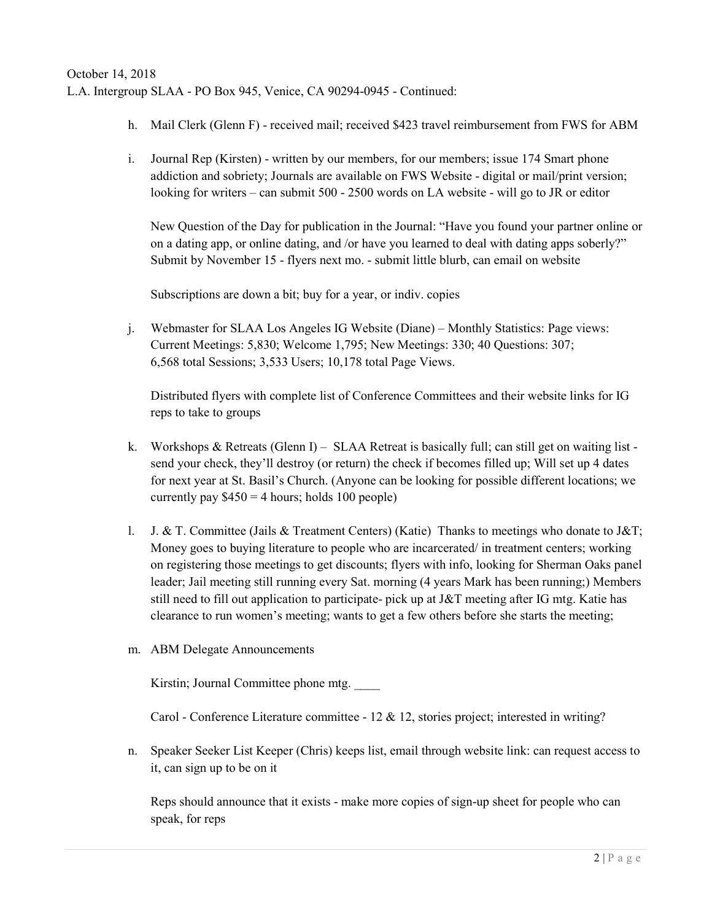October 14, 2018
L.A. Intergroup SLAA - PO Box 945, Venice, CA 90294-0945 - Continued:

h. Mail Clerk (Glenn F) - received mail; received $423 travel reimbursement from FWS for ABM

i. Journal Rep (Kirsten) - written by our members, for our members; issue 174 Smart phone addiction and sobriety; Journals are available on FWS Website - digital or mail/print version; looking for writers – can submit 500 - 2500 words on LA website - will go to JR or editor

   New Question of the Day for publication in the Journal: "Have you found your partner online or on a dating app, or online dating, and /or have you learned to deal with dating apps soberly?" Submit by November 15 - flyers next mo. - submit little blurb, can email on website

   Subscriptions are down a bit; buy for a year, or indiv. copies

j. Webmaster for SLAA Los Angeles IG Website (Diane) – Monthly Statistics: Page views: Current Meetings: 5,830; Welcome 1,795; New Meetings: 330; 40 Questions: 307; 6,568 total Sessions; 3,533 Users; 10,178 total Page Views.

   Distributed flyers with complete list of Conference Committees and their website links for IG reps to take to groups

k. Workshops & Retreats (Glenn I) – SLAA Retreat is basically full; can still get on waiting list - send your check, they'll destroy (or return) the check if becomes filled up; Will set up 4 dates for next year at St. Basil's Church. (Anyone can be looking for possible different locations; we currently pay $450 = 4 hours; holds 100 people)

l. J. & T. Committee (Jails & Treatment Centers) (Katie) Thanks to meetings who donate to J&T; Money goes to buying literature to people who are incarcerated/ in treatment centers; working on registering those meetings to get discounts; flyers with info, looking for Sherman Oaks panel leader; Jail meeting still running every Sat. morning (4 years Mark has been running;) Members still need to fill out application to participate- pick up at J&T meeting after IG mtg. Katie has clearance to run women's meeting; wants to get a few others before she starts the meeting;

m. ABM Delegate Announcements

   Kirstin; Journal Committee phone mtg. ____

   Carol - Conference Literature committee - 12 & 12, stories project; interested in writing?

n. Speaker Seeker List Keeper (Chris) keeps list, email through website link: can request access to it, can sign up to be on it

   Reps should announce that it exists - make more copies of sign-up sheet for people who can speak, for reps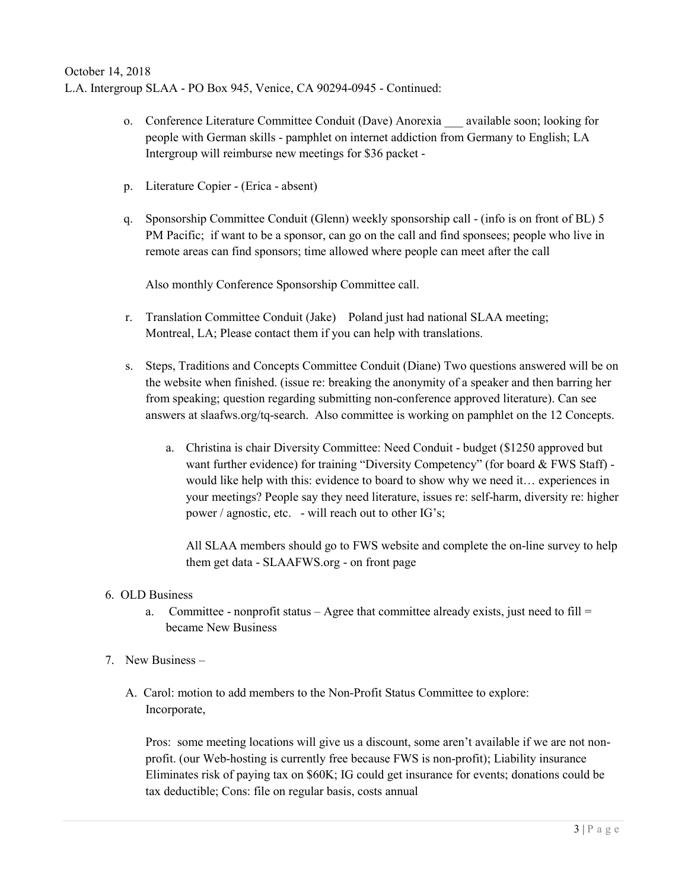October 14, 2018
L.A. Intergroup SLAA - PO Box 945, Venice, CA 90294-0945 - Continued:

o. Conference Literature Committee Conduit (Dave) Anorexia ___ available soon; looking for people with German skills - pamphlet on internet addiction from Germany to English; LA Intergroup will reimburse new meetings for $36 packet -

p. Literature Copier - (Erica - absent)

q. Sponsorship Committee Conduit (Glenn) weekly sponsorship call - (info is on front of BL) 5 PM Pacific; if want to be a sponsor, can go on the call and find sponsees; people who live in remote areas can find sponsors; time allowed where people can meet after the call

Also monthly Conference Sponsorship Committee call.

r. Translation Committee Conduit (Jake) Poland just had national SLAA meeting; Montreal, LA; Please contact them if you can help with translations.

s. Steps, Traditions and Concepts Committee Conduit (Diane) Two questions answered will be on the website when finished. (issue re: breaking the anonymity of a speaker and then barring her from speaking; question regarding submitting non-conference approved literature). Can see answers at slaafws.org/tq-search. Also committee is working on pamphlet on the 12 Concepts.

   a. Christina is chair Diversity Committee: Need Conduit - budget ($1250 approved but want further evidence) for training "Diversity Competency" (for board & FWS Staff) - would like help with this: evidence to board to show why we need it… experiences in your meetings? People say they need literature, issues re: self-harm, diversity re: higher power / agnostic, etc. - will reach out to other IG's;

   All SLAA members should go to FWS website and complete the on-line survey to help them get data - SLAAFWS.org - on front page

6. OLD Business
   a. Committee - nonprofit status – Agree that committee already exists, just need to fill = became New Business

7. New Business –

   A. Carol: motion to add members to the Non-Profit Status Committee to explore: Incorporate,

   Pros: some meeting locations will give us a discount, some aren't available if we are not non-profit. (our Web-hosting is currently free because FWS is non-profit); Liability insurance Eliminates risk of paying tax on $60K; IG could get insurance for events; donations could be tax deductible; Cons: file on regular basis, costs annual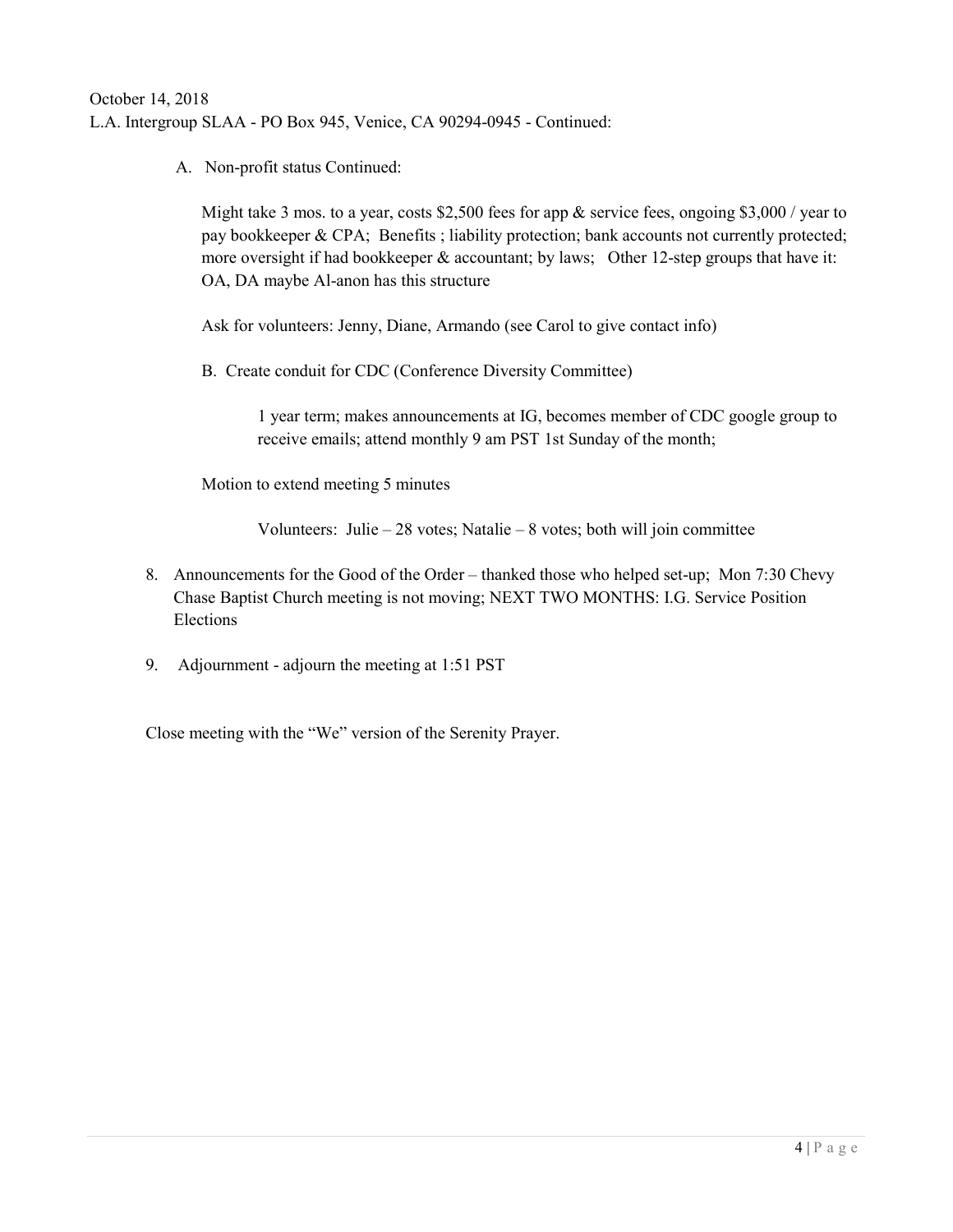October 14, 2018
L.A. Intergroup SLAA - PO Box 945, Venice, CA 90294-0945 - Continued:

A. Non-profit status Continued:

Might take 3 mos. to a year, costs $2,500 fees for app & service fees, ongoing $3,000 / year to pay bookkeeper & CPA; Benefits ; liability protection; bank accounts not currently protected; more oversight if had bookkeeper & accountant; by laws; Other 12-step groups that have it: OA, DA maybe Al-anon has this structure

Ask for volunteers: Jenny, Diane, Armando (see Carol to give contact info)

B. Create conduit for CDC (Conference Diversity Committee)

1 year term; makes announcements at IG, becomes member of CDC google group to receive emails; attend monthly 9 am PST 1st Sunday of the month;

Motion to extend meeting 5 minutes

Volunteers: Julie – 28 votes; Natalie – 8 votes; both will join committee

8. Announcements for the Good of the Order – thanked those who helped set-up; Mon 7:30 Chevy Chase Baptist Church meeting is not moving; NEXT TWO MONTHS: I.G. Service Position Elections

9. Adjournment - adjourn the meeting at 1:51 PST

Close meeting with the "We" version of the Serenity Prayer.